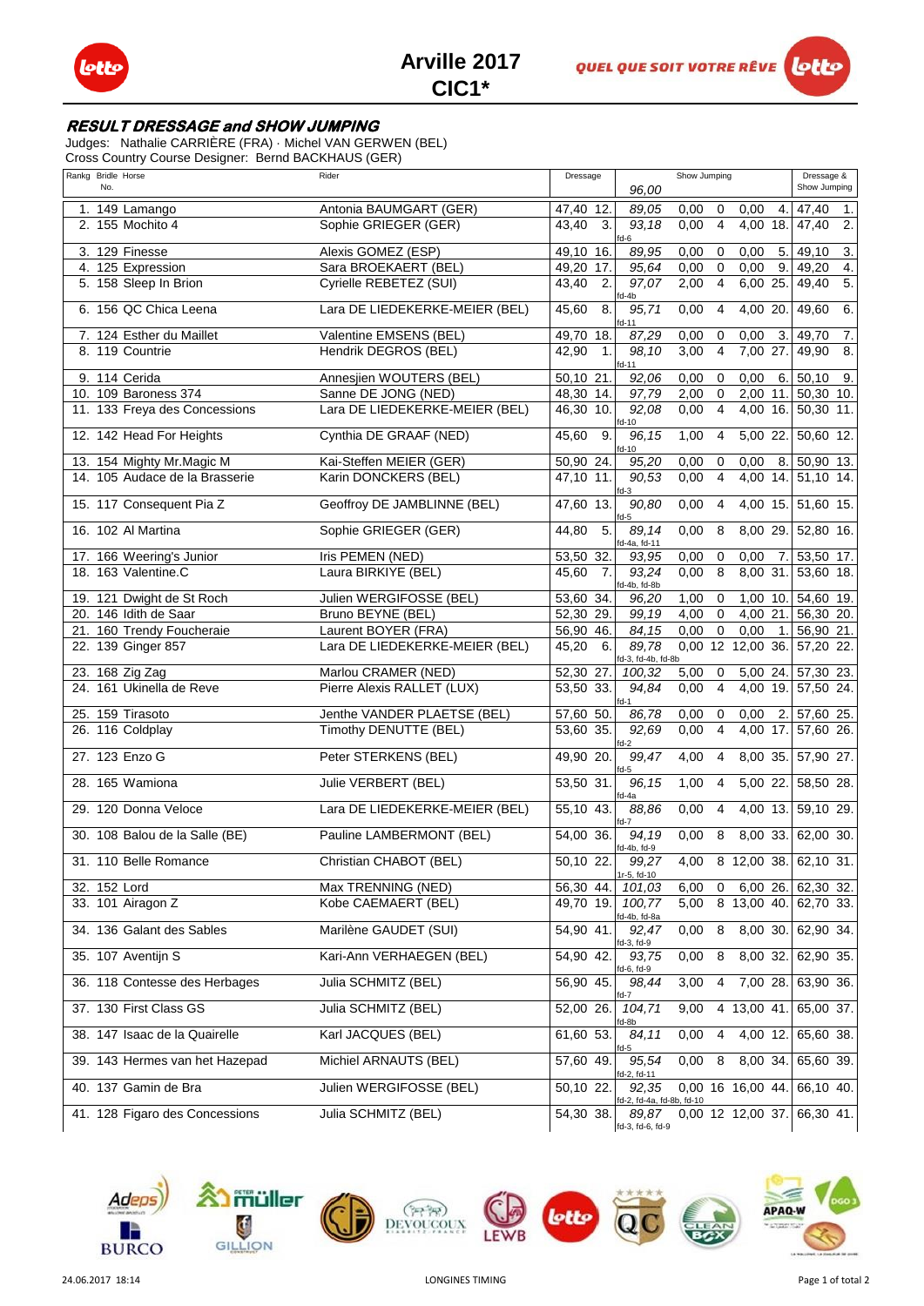# Arville 2017

# CIC1*

### *RESULT DRESSAGE and SHOW JUMPING*

Judges: Nathalie CARRIÈRE (FRA) · Michel VAN GERWEN (BEL)
Cross Country Course Designer: Bernd BACKHAUS (GER)

| Rankg | Bridle No. | Horse | Rider | Dressage | | Show Jumping 96,00 | | | | | Dressage & Show Jumping | |
|---|---|---|---|---|---|---|---|---|---|---|---|---|
| 1. | 149 | Lamango | Antonia BAUMGART (GER) | 47,40 | 12. | 89,05 | 0,00 | 0 | 0,00 | 4. | 47,40 | 1. |
| 2. | 155 | Mochito 4 | Sophie GRIEGER (GER) | 43,40 | 3. | 93,18 fd-6 | 0,00 | 4 | 4,00 | 18. | 47,40 | 2. |
| 3. | 129 | Finesse | Alexis GOMEZ (ESP) | 49,10 | 16. | 89,95 | 0,00 | 0 | 0,00 | 5. | 49,10 | 3. |
| 4. | 125 | Expression | Sara BROEKAERT (BEL) | 49,20 | 17. | 95,64 | 0,00 | 0 | 0,00 | 9. | 49,20 | 4. |
| 5. | 158 | Sleep In Brion | Cyrielle REBETEZ (SUI) | 43,40 | 2. | 97,07 fd-4b | 2,00 | 4 | 6,00 | 25. | 49,40 | 5. |
| 6. | 156 | QC Chica Leena | Lara DE LIEDEKERKE-MEIER (BEL) | 45,60 | 8. | 95,71 fd-11 | 0,00 | 4 | 4,00 | 20. | 49,60 | 6. |
| 7. | 124 | Esther du Maillet | Valentine EMSENS (BEL) | 49,70 | 18. | 87,29 | 0,00 | 0 | 0,00 | 3. | 49,70 | 7. |
| 8. | 119 | Countrie | Hendrik DEGROS (BEL) | 42,90 | 1. | 98,10 fd-11 | 3,00 | 4 | 7,00 | 27. | 49,90 | 8. |
| 9. | 114 | Cerida | Annesjien WOUTERS (BEL) | 50,10 | 21. | 92,06 | 0,00 | 0 | 0,00 | 6. | 50,10 | 9. |
| 10. | 109 | Baroness 374 | Sanne DE JONG (NED) | 48,30 | 14. | 97,79 | 2,00 | 0 | 2,00 | 11. | 50,30 | 10. |
| 11. | 133 | Freya des Concessions | Lara DE LIEDEKERKE-MEIER (BEL) | 46,30 | 10. | 92,08 fd-10 | 0,00 | 4 | 4,00 | 16. | 50,30 | 11. |
| 12. | 142 | Head For Heights | Cynthia DE GRAAF (NED) | 45,60 | 9. | 96,15 fd-10 | 1,00 | 4 | 5,00 | 22. | 50,60 | 12. |
| 13. | 154 | Mighty Mr.Magic M | Kai-Steffen MEIER (GER) | 50,90 | 24. | 95,20 | 0,00 | 0 | 0,00 | 8. | 50,90 | 13. |
| 14. | 105 | Audace de la Brasserie | Karin DONCKERS (BEL) | 47,10 | 11. | 90,53 fd-3 | 0,00 | 4 | 4,00 | 14. | 51,10 | 14. |
| 15. | 117 | Consequent Pia Z | Geoffroy DE JAMBLINNE (BEL) | 47,60 | 13. | 90,80 fd-5 | 0,00 | 4 | 4,00 | 15. | 51,60 | 15. |
| 16. | 102 | Al Martina | Sophie GRIEGER (GER) | 44,80 | 5. | 89,14 fd-4a, fd-11 | 0,00 | 8 | 8,00 | 29. | 52,80 | 16. |
| 17. | 166 | Weering's Junior | Iris PEMEN (NED) | 53,50 | 32. | 93,95 | 0,00 | 0 | 0,00 | 7. | 53,50 | 17. |
| 18. | 163 | Valentine.C | Laura BIRKIYE (BEL) | 45,60 | 7. | 93,24 fd-4b, fd-8b | 0,00 | 8 | 8,00 | 31. | 53,60 | 18. |
| 19. | 121 | Dwight de St Roch | Julien WERGIFOSSE (BEL) | 53,60 | 34. | 96,20 | 1,00 | 0 | 1,00 | 10. | 54,60 | 19. |
| 20. | 146 | Idith de Saar | Bruno BEYNE (BEL) | 52,30 | 29. | 99,19 | 4,00 | 0 | 4,00 | 21. | 56,30 | 20. |
| 21. | 160 | Trendy Foucheraie | Laurent BOYER (FRA) | 56,90 | 46. | 84,15 | 0,00 | 0 | 0,00 | 1. | 56,90 | 21. |
| 22. | 139 | Ginger 857 | Lara DE LIEDEKERKE-MEIER (BEL) | 45,20 | 6. | 89,78 fd-3, fd-4b, fd-8b | 0,00 | 12 | 12,00 | 36. | 57,20 | 22. |
| 23. | 168 | Zig Zag | Marlou CRAMER (NED) | 52,30 | 27. | 100,32 | 5,00 | 0 | 5,00 | 24. | 57,30 | 23. |
| 24. | 161 | Ukinella de Reve | Pierre Alexis RALLET (LUX) | 53,50 | 33. | 94,84 fd-1 | 0,00 | 4 | 4,00 | 19. | 57,50 | 24. |
| 25. | 159 | Tirasoto | Jenthe VANDER PLAETSE (BEL) | 57,60 | 50. | 86,78 | 0,00 | 0 | 0,00 | 2. | 57,60 | 25. |
| 26. | 116 | Coldplay | Timothy DENUTTE (BEL) | 53,60 | 35. | 92,69 fd-2 | 0,00 | 4 | 4,00 | 17. | 57,60 | 26. |
| 27. | 123 | Enzo G | Peter STERKENS (BEL) | 49,90 | 20. | 99,47 fd-5 | 4,00 | 4 | 8,00 | 35. | 57,90 | 27. |
| 28. | 165 | Wamiona | Julie VERBERT (BEL) | 53,50 | 31. | 96,15 fd-4a | 1,00 | 4 | 5,00 | 22. | 58,50 | 28. |
| 29. | 120 | Donna Veloce | Lara DE LIEDEKERKE-MEIER (BEL) | 55,10 | 43. | 88,86 fd-7 | 0,00 | 4 | 4,00 | 13. | 59,10 | 29. |
| 30. | 108 | Balou de la Salle (BE) | Pauline LAMBERMONT (BEL) | 54,00 | 36. | 94,19 fd-4b, fd-9 | 0,00 | 8 | 8,00 | 33. | 62,00 | 30. |
| 31. | 110 | Belle Romance | Christian CHABOT (BEL) | 50,10 | 22. | 99,27 1r-5, fd-10 | 4,00 | 8 | 12,00 | 38. | 62,10 | 31. |
| 32. | 152 | Lord | Max TRENNING (NED) | 56,30 | 44. | 101,03 | 6,00 | 0 | 6,00 | 26. | 62,30 | 32. |
| 33. | 101 | Airagon Z | Kobe CAEMAERT (BEL) | 49,70 | 19. | 100,77 fd-4b, fd-8a | 5,00 | 8 | 13,00 | 40. | 62,70 | 33. |
| 34. | 136 | Galant des Sables | Marilène GAUDET (SUI) | 54,90 | 41. | 92,47 fd-3, fd-9 | 0,00 | 8 | 8,00 | 30. | 62,90 | 34. |
| 35. | 107 | Aventijn S | Kari-Ann VERHAEGEN (BEL) | 54,90 | 42. | 93,75 fd-6, fd-9 | 0,00 | 8 | 8,00 | 32. | 62,90 | 35. |
| 36. | 118 | Contesse des Herbages | Julia SCHMITZ (BEL) | 56,90 | 45. | 98,44 fd-7 | 3,00 | 4 | 7,00 | 28. | 63,90 | 36. |
| 37. | 130 | First Class GS | Julia SCHMITZ (BEL) | 52,00 | 26. | 104,71 fd-8b | 9,00 | 4 | 13,00 | 41. | 65,00 | 37. |
| 38. | 147 | Isaac de la Quairelle | Karl JACQUES (BEL) | 61,60 | 53. | 84,11 fd-5 | 0,00 | 4 | 4,00 | 12. | 65,60 | 38. |
| 39. | 143 | Hermes van het Hazepad | Michiel ARNAUTS (BEL) | 57,60 | 49. | 95,54 fd-2, fd-11 | 0,00 | 8 | 8,00 | 34. | 65,60 | 39. |
| 40. | 137 | Gamin de Bra | Julien WERGIFOSSE (BEL) | 50,10 | 22. | 92,35 fd-2, fd-4a, fd-8b, fd-10 | 0,00 | 16 | 16,00 | 44. | 66,10 | 40. |
| 41. | 128 | Figaro des Concessions | Julia SCHMITZ (BEL) | 54,30 | 38. | 89,87 fd-3, fd-6, fd-9 | 0,00 | 12 | 12,00 | 37. | 66,30 | 41. |

24.06.2017 18:14 LONGINES TIMING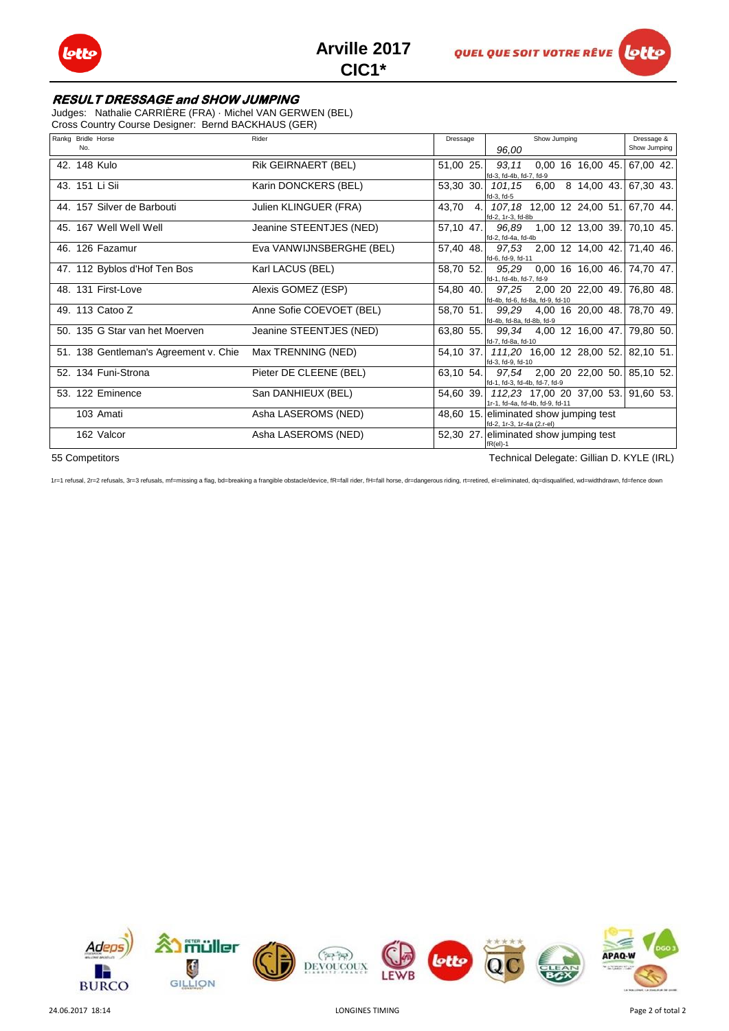# Arville 2017
## CIC1*

### RESULT DRESSAGE and SHOW JUMPING

Judges: Nathalie CARRIÈRE (FRA) · Michel VAN GERWEN (BEL)
Cross Country Course Designer: Bernd BACKHAUS (GER)

| Rankg | Bridle No. | Horse | Rider | Dressage | | Show Jumping 96,00 | | | | | Dressage & Show Jumping | |
|---|---|---|---|---|---|---|---|---|---|---|---|---|
| 42. | 148 | Kulo | Rik GEIRNAERT (BEL) | 51,00 | 25. | 93,11 fd-3, fd-4b, fd-7, fd-9 | 0,00 | 16 | 16,00 | 45. | 67,00 | 42. |
| 43. | 151 | Li Sii | Karin DONCKERS (BEL) | 53,30 | 30. | 101,15 fd-3, fd-5 | 6,00 | 8 | 14,00 | 43. | 67,30 | 43. |
| 44. | 157 | Silver de Barbouti | Julien KLINGUER (FRA) | 43,70 | 4. | 107,18 fd-2, 1r-3, fd-8b | 12,00 | 12 | 24,00 | 51. | 67,70 | 44. |
| 45. | 167 | Well Well Well | Jeanine STEENTJES (NED) | 57,10 | 47. | 96,89 fd-2, fd-4a, fd-4b | 1,00 | 12 | 13,00 | 39. | 70,10 | 45. |
| 46. | 126 | Fazamur | Eva VANWIJNSBERGHE (BEL) | 57,40 | 48. | 97,53 fd-6, fd-9, fd-11 | 2,00 | 12 | 14,00 | 42. | 71,40 | 46. |
| 47. | 112 | Byblos d'Hof Ten Bos | Karl LACUS (BEL) | 58,70 | 52. | 95,29 fd-1, fd-4b, fd-7, fd-9 | 0,00 | 16 | 16,00 | 46. | 74,70 | 47. |
| 48. | 131 | First-Love | Alexis GOMEZ (ESP) | 54,80 | 40. | 97,25 fd-4b, fd-6, fd-8a, fd-9, fd-10 | 2,00 | 20 | 22,00 | 49. | 76,80 | 48. |
| 49. | 113 | Catoo Z | Anne Sofie COEVOET (BEL) | 58,70 | 51. | 99,29 fd-4b, fd-8a, fd-8b, fd-9 | 4,00 | 16 | 20,00 | 48. | 78,70 | 49. |
| 50. | 135 | G Star van het Moerven | Jeanine STEENTJES (NED) | 63,80 | 55. | 99,34 fd-7, fd-8a, fd-10 | 4,00 | 12 | 16,00 | 47. | 79,80 | 50. |
| 51. | 138 | Gentleman's Agreement v. Chie | Max TRENNING (NED) | 54,10 | 37. | 111,20 fd-3, fd-9, fd-10 | 16,00 | 12 | 28,00 | 52. | 82,10 | 51. |
| 52. | 134 | Funi-Strona | Pieter DE CLEENE (BEL) | 63,10 | 54. | 97,54 fd-1, fd-3, fd-4b, fd-7, fd-9 | 2,00 | 20 | 22,00 | 50. | 85,10 | 52. |
| 53. | 122 | Eminence | San DANHIEUX (BEL) | 54,60 | 39. | 112,23 1r-1, fd-4a, fd-4b, fd-9, fd-11 | 17,00 | 20 | 37,00 | 53. | 91,60 | 53. |
| | 103 | Amati | Asha LASEROMS (NED) | 48,60 | 15. | eliminated show jumping test fd-2, 1r-3, 1r-4a (2.r-el) | | | | | | |
| | 162 | Valcor | Asha LASEROMS (NED) | 52,30 | 27. | eliminated show jumping test fR(el)-1 | | | | | | |

55 Competitors

Technical Delegate: Gillian D. KYLE (IRL)

1r=1 refusal, 2r=2 refusals, 3r=3 refusals, mf=missing a flag, bd=breaking a frangible obstacle/device, fR=fall rider, fH=fall horse, dr=dangerous riding, rt=retired, el=eliminated, dq=disqualified, wd=widthdrawn, fd=fence down

24.06.2017 18:14 LONGINES TIMING